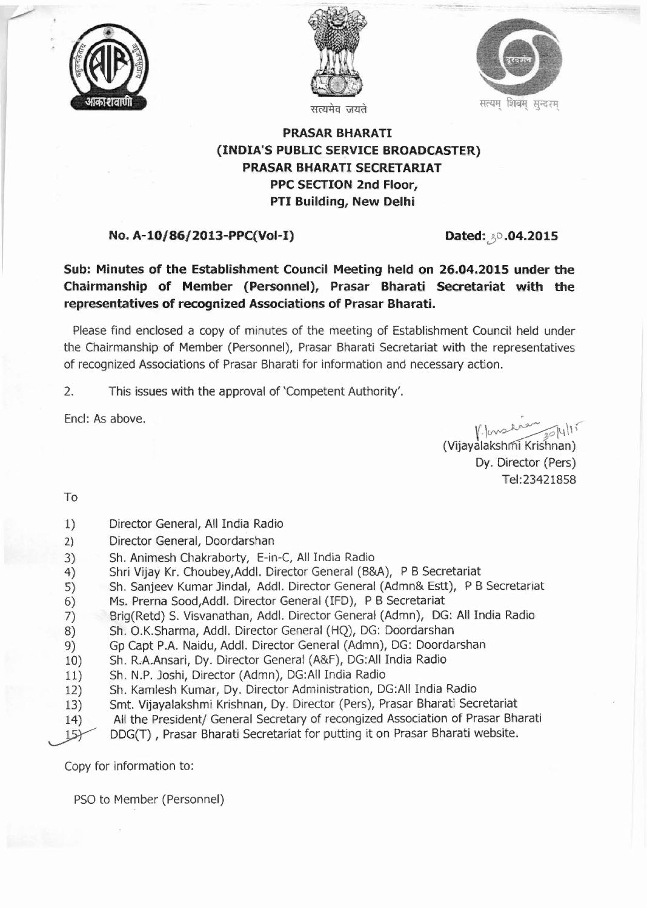सत्यमेव जयते

सत्यम् शिवम् सुन्दरम्

**PRASAR BHARATI**
**(INDIA'S PUBLIC SERVICE BROADCASTER)**
**PRASAR BHARATI SECRETARIAT**
**PPC SECTION 2nd Floor,**
**PTI Building, New Delhi**

**No. A-10/86/2013-PPC(Vol-I)** **Dated: 30.04.2015**

**Sub: Minutes of the Establishment Council Meeting held on 26.04.2015 under the Chairmanship of Member (Personnel), Prasar Bharati Secretariat with the representatives of recognized Associations of Prasar Bharati.**

Please find enclosed a copy of minutes of the meeting of Establishment Council held under the Chairmanship of Member (Personnel), Prasar Bharati Secretariat with the representatives of recognized Associations of Prasar Bharati for information and necessary action.

2. This issues with the approval of 'Competent Authority'.

Encl: As above.

(Vijayalakshmi Krishnan)
Dy. Director (Pers)
Tel:23421858

To

1) Director General, All India Radio
2) Director General, Doordarshan
3) Sh. Animesh Chakraborty, E-in-C, All India Radio
4) Shri Vijay Kr. Choubey,Addl. Director General (B&A), P B Secretariat
5) Sh. Sanjeev Kumar Jindal, Addl. Director General (Admn& Estt), P B Secretariat
6) Ms. Prerna Sood,Addl. Director General (IFD), P B Secretariat
7) Brig(Retd) S. Visvanathan, Addl. Director General (Admn), DG: All India Radio
8) Sh. O.K.Sharma, Addl. Director General (HQ), DG: Doordarshan
9) Gp Capt P.A. Naidu, Addl. Director General (Admn), DG: Doordarshan
10) Sh. R.A.Ansari, Dy. Director General (A&F), DG:All India Radio
11) Sh. N.P. Joshi, Director (Admn), DG:All India Radio
12) Sh. Kamlesh Kumar, Dy. Director Administration, DG:All India Radio
13) Smt. Vijayalakshmi Krishnan, Dy. Director (Pers), Prasar Bharati Secretariat
14) All the President/ General Secretary of recongized Association of Prasar Bharati
15) DDG(T) , Prasar Bharati Secretariat for putting it on Prasar Bharati website.

Copy for information to:

PSO to Member (Personnel)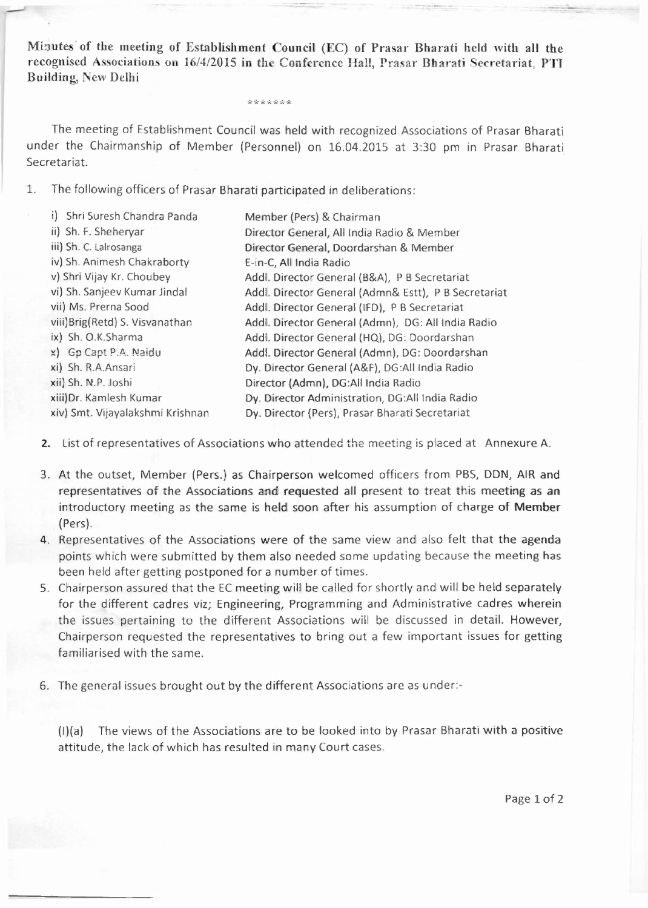**Minutes of the meeting of Establishment Council (EC) of Prasar Bharati held with all the recognised Associations on 16/4/2015 in the Conference Hall, Prasar Bharati Secretariat, PTI Building, New Delhi**

\*\*\*\*\*\*\*

The meeting of Establishment Council was held with recognized Associations of Prasar Bharati under the Chairmanship of Member (Personnel) on 16.04.2015 at 3:30 pm in Prasar Bharati Secretariat.

1. The following officers of Prasar Bharati participated in deliberations:

| | |
|---|---|
| i) Shri Suresh Chandra Panda | Member (Pers) & Chairman |
| ii) Sh. F. Sheheryar | Director General, All India Radio & Member |
| iii) Sh. C. Lalrosanga | Director General, Doordarshan & Member |
| iv) Sh. Animesh Chakraborty | E-in-C, All India Radio |
| v) Shri Vijay Kr. Choubey | Addl. Director General (B&A), P B Secretariat |
| vi) Sh. Sanjeev Kumar Jindal | Addl. Director General (Admn& Estt), P B Secretariat |
| vii) Ms. Prerna Sood | Addl. Director General (IFD), P B Secretariat |
| viii)Brig(Retd) S. Visvanathan | Addl. Director General (Admn), DG: All India Radio |
| ix) Sh. O.K.Sharma | Addl. Director General (HQ), DG: Doordarshan |
| x) Gp Capt P.A. Naidu | Addl. Director General (Admn), DG: Doordarshan |
| xi) Sh. R.A.Ansari | Dy. Director General (A&F), DG:All India Radio |
| xii) Sh. N.P. Joshi | Director (Admn), DG:All India Radio |
| xiii)Dr. Kamlesh Kumar | Dy. Director Administration, DG:All India Radio |
| xiv) Smt. Vijayalakshmi Krishnan | Dy. Director (Pers), Prasar Bharati Secretariat |

2. List of representatives of Associations who attended the meeting is placed at Annexure A.

3. At the outset, Member (Pers.) as Chairperson welcomed officers from PBS, DDN, AIR and representatives of the Associations and requested all present to treat this meeting as an introductory meeting as the same is held soon after his assumption of charge of Member (Pers).

4. Representatives of the Associations were of the same view and also felt that the agenda points which were submitted by them also needed some updating because the meeting has been held after getting postponed for a number of times.

5. Chairperson assured that the EC meeting will be called for shortly and will be held separately for the different cadres viz; Engineering, Programming and Administrative cadres wherein the issues pertaining to the different Associations will be discussed in detail. However, Chairperson requested the representatives to bring out a few important issues for getting familiarised with the same.

6. The general issues brought out by the different Associations are as under:-

   (I)(a) The views of the Associations are to be looked into by Prasar Bharati with a positive attitude, the lack of which has resulted in many Court cases.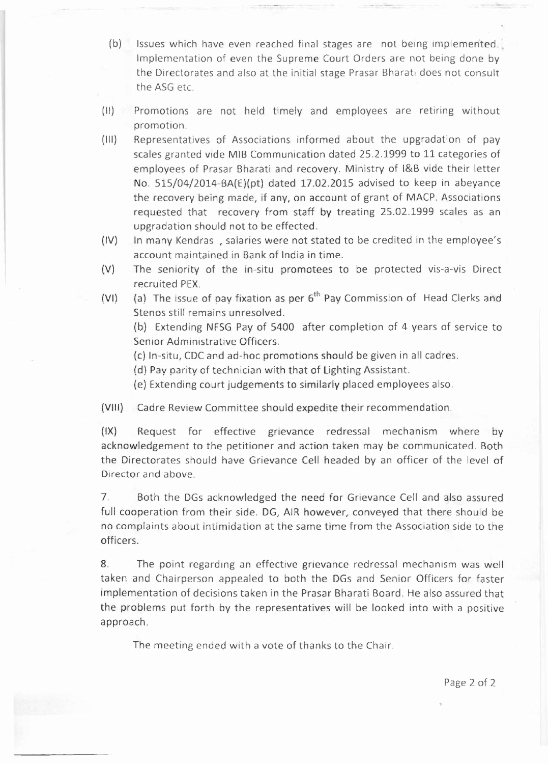(b) Issues which have even reached final stages are not being implemented. Implementation of even the Supreme Court Orders are not being done by the Directorates and also at the initial stage Prasar Bharati does not consult the ASG etc.

(II) Promotions are not held timely and employees are retiring without promotion.

(III) Representatives of Associations informed about the upgradation of pay scales granted vide MIB Communication dated 25.2.1999 to 11 categories of employees of Prasar Bharati and recovery. Ministry of I&B vide their letter No. 515/04/2014-BA(E)(pt) dated 17.02.2015 advised to keep in abeyance the recovery being made, if any, on account of grant of MACP. Associations requested that recovery from staff by treating 25.02.1999 scales as an upgradation should not to be effected.

(IV) In many Kendras , salaries were not stated to be credited in the employee's account maintained in Bank of India in time.

(V) The seniority of the in-situ promotees to be protected vis-a-vis Direct recruited PEX.

(VI) (a) The issue of pay fixation as per 6th Pay Commission of Head Clerks and Stenos still remains unresolved.

(b) Extending NFSG Pay of 5400 after completion of 4 years of service to Senior Administrative Officers.

(c) In-situ, CDC and ad-hoc promotions should be given in all cadres.

(d) Pay parity of technician with that of Lighting Assistant.

(e) Extending court judgements to similarly placed employees also.

(VIII) Cadre Review Committee should expedite their recommendation.

(IX) Request for effective grievance redressal mechanism where by acknowledgement to the petitioner and action taken may be communicated. Both the Directorates should have Grievance Cell headed by an officer of the level of Director and above.

7. Both the DGs acknowledged the need for Grievance Cell and also assured full cooperation from their side. DG, AIR however, conveyed that there should be no complaints about intimidation at the same time from the Association side to the officers.

8. The point regarding an effective grievance redressal mechanism was well taken and Chairperson appealed to both the DGs and Senior Officers for faster implementation of decisions taken in the Prasar Bharati Board. He also assured that the problems put forth by the representatives will be looked into with a positive approach.

The meeting ended with a vote of thanks to the Chair.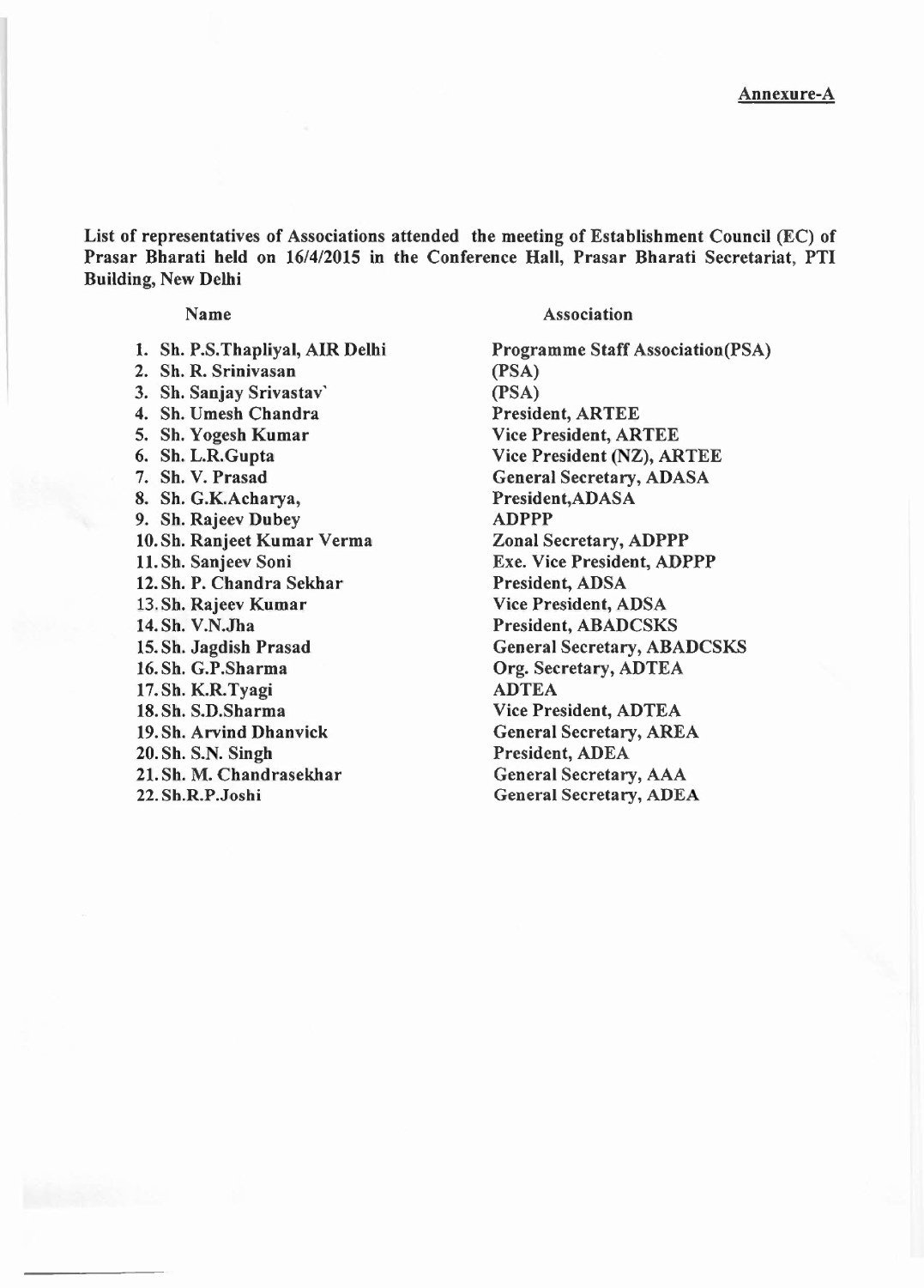**Annexure-A**

**List of representatives of Associations attended the meeting of Establishment Council (EC) of Prasar Bharati held on 16/4/2015 in the Conference Hall, Prasar Bharati Secretariat, PTI Building, New Delhi**

| Name | Association |
|---|---|
| 1. Sh. P.S.Thapliyal, AIR Delhi | Programme Staff Association(PSA) |
| 2. Sh. R. Srinivasan | (PSA) |
| 3. Sh. Sanjay Srivastav` | (PSA) |
| 4. Sh. Umesh Chandra | President, ARTEE |
| 5. Sh. Yogesh Kumar | Vice President, ARTEE |
| 6. Sh. L.R.Gupta | Vice President (NZ), ARTEE |
| 7. Sh. V. Prasad | General Secretary, ADASA |
| 8. Sh. G.K.Acharya, | President,ADASA |
| 9. Sh. Rajeev Dubey | ADPPP |
| 10. Sh. Ranjeet Kumar Verma | Zonal Secretary, ADPPP |
| 11. Sh. Sanjeev Soni | Exe. Vice President, ADPPP |
| 12. Sh. P. Chandra Sekhar | President, ADSA |
| 13. Sh. Rajeev Kumar | Vice President, ADSA |
| 14. Sh. V.N.Jha | President, ABADCSKS |
| 15. Sh. Jagdish Prasad | General Secretary, ABADCSKS |
| 16. Sh. G.P.Sharma | Org. Secretary, ADTEA |
| 17. Sh. K.R.Tyagi | ADTEA |
| 18. Sh. S.D.Sharma | Vice President, ADTEA |
| 19. Sh. Arvind Dhanvick | General Secretary, AREA |
| 20. Sh. S.N. Singh | President, ADEA |
| 21. Sh. M. Chandrasekhar | General Secretary, AAA |
| 22. Sh.R.P.Joshi | General Secretary, ADEA |